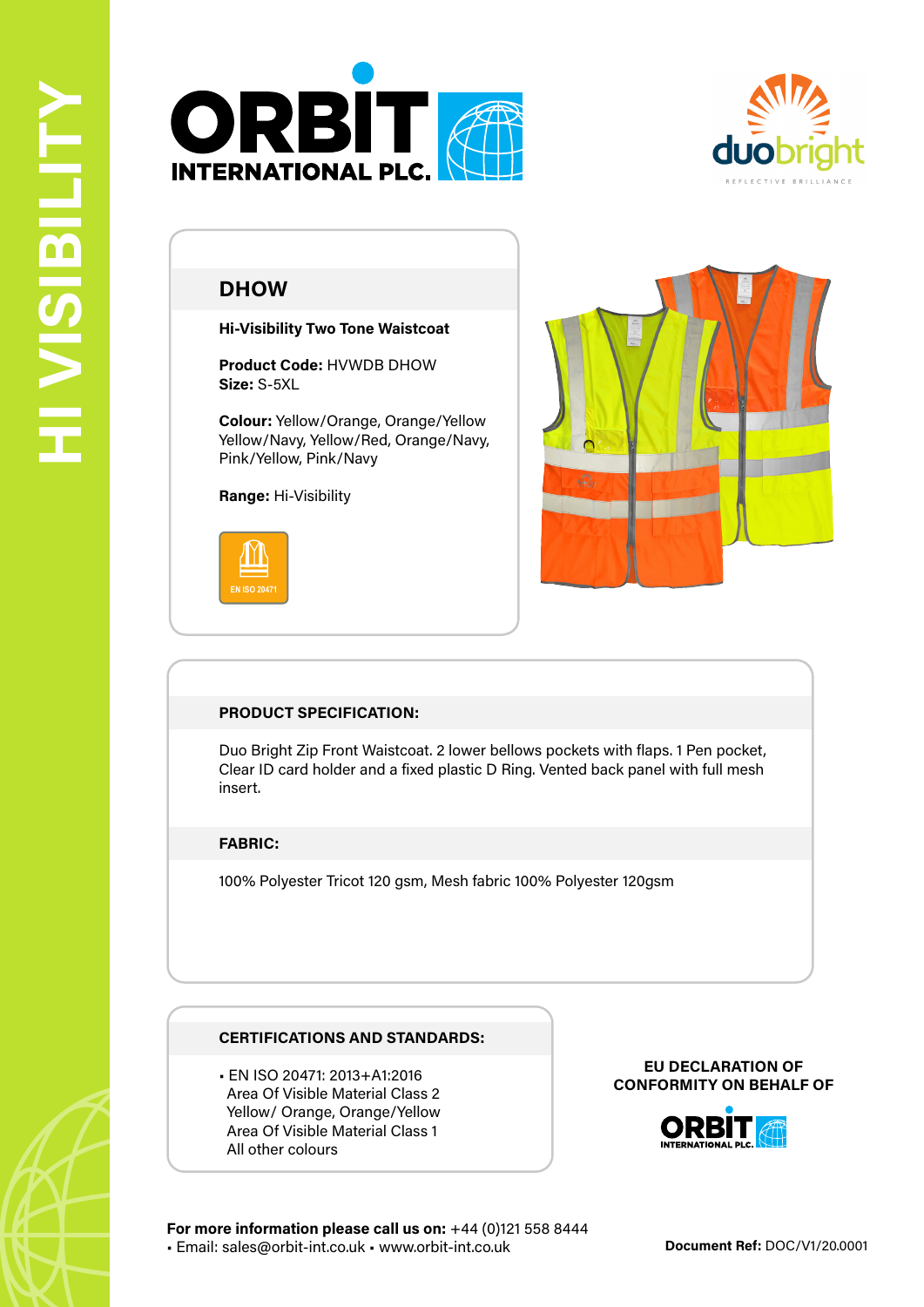HI VISIBILITY

ORBIT INTERNATIONAL PLC.

duobright
REFLECTIVE BRILLIANCE

## DHOW

**Hi-Visibility Two Tone Waistcoat**

**Product Code:** HVWDB DHOW
**Size:** S-5XL

**Colour:** Yellow/Orange, Orange/Yellow Yellow/Navy, Yellow/Red, Orange/Navy, Pink/Yellow, Pink/Navy

**Range:** Hi-Visibility

EN ISO 20471

### PRODUCT SPECIFICATION:

Duo Bright Zip Front Waistcoat. 2 lower bellows pockets with flaps. 1 Pen pocket, Clear ID card holder and a fixed plastic D Ring. Vented back panel with full mesh insert.

### FABRIC:

100% Polyester Tricot 120 gsm, Mesh fabric 100% Polyester 120gsm

### CERTIFICATIONS AND STANDARDS:

- EN ISO 20471: 2013+A1:2016
  Area Of Visible Material Class 2
  Yellow/ Orange, Orange/Yellow
  Area Of Visible Material Class 1
  All other colours

**EU DECLARATION OF CONFORMITY ON BEHALF OF**

ORBIT INTERNATIONAL PLC.

**For more information please call us on:** +44 (0)121 558 8444
▪ Email: sales@orbit-int.co.uk ▪ www.orbit-int.co.uk

**Document Ref:** DOC/V1/20.0001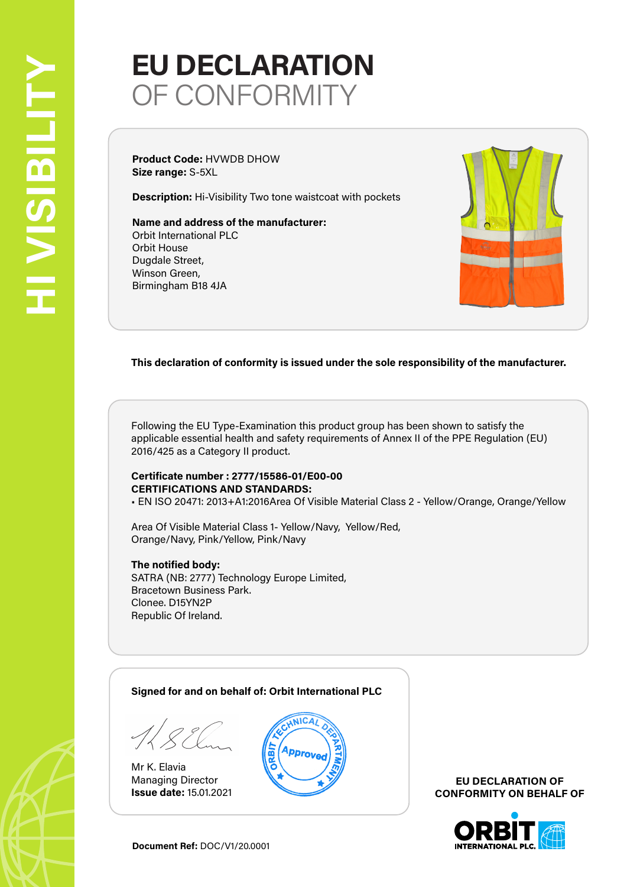HI VISIBILITY

# EU DECLARATION OF CONFORMITY

**Product Code:** HVWDB DHOW
**Size range:** S-5XL

**Description:** Hi-Visibility Two tone waistcoat with pockets

**Name and address of the manufacturer:**
Orbit International PLC
Orbit House
Dugdale Street,
Winson Green,
Birmingham B18 4JA

**This declaration of conformity is issued under the sole responsibility of the manufacturer.**

Following the EU Type-Examination this product group has been shown to satisfy the applicable essential health and safety requirements of Annex II of the PPE Regulation (EU) 2016/425 as a Category II product.

**Certificate number : 2777/15586-01/E00-00**
**CERTIFICATIONS AND STANDARDS:**
- EN ISO 20471: 2013+A1:2016Area Of Visible Material Class 2 - Yellow/Orange, Orange/Yellow

Area Of Visible Material Class 1- Yellow/Navy, Yellow/Red, Orange/Navy, Pink/Yellow, Pink/Navy

**The notified body:**
SATRA (NB: 2777) Technology Europe Limited,
Bracetown Business Park.
Clonee. D15YN2P
Republic Of Ireland.

**Signed for and on behalf of: Orbit International PLC**

Mr K. Elavia
Managing Director
**Issue date:** 15.01.2021

ORBIT TECHNICAL DEPARTMENT Approved

EU DECLARATION OF CONFORMITY ON BEHALF OF

ORBIT INTERNATIONAL PLC.

**Document Ref:** DOC/V1/20.0001